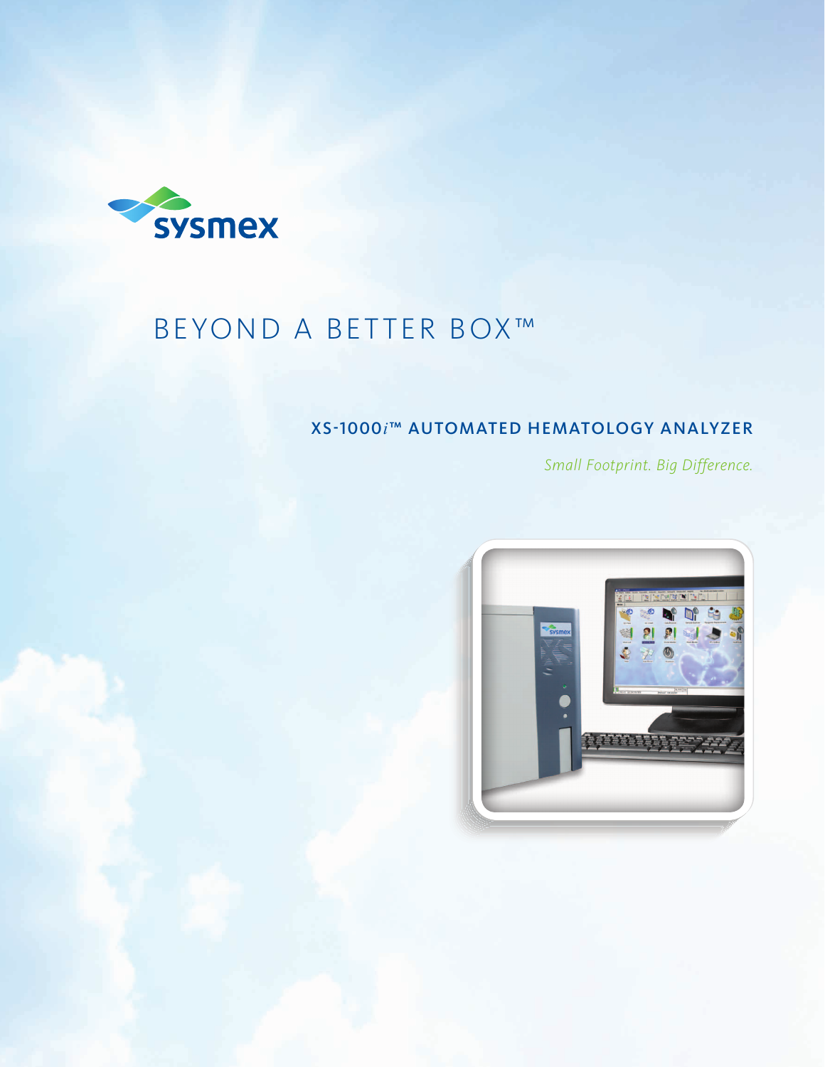sysmex

# BEYOND A BETTER BOX™

## XS-1000*i*™ AUTOMATED HEMATOLOGY ANALYZER

*Small Footprint. Big Difference.*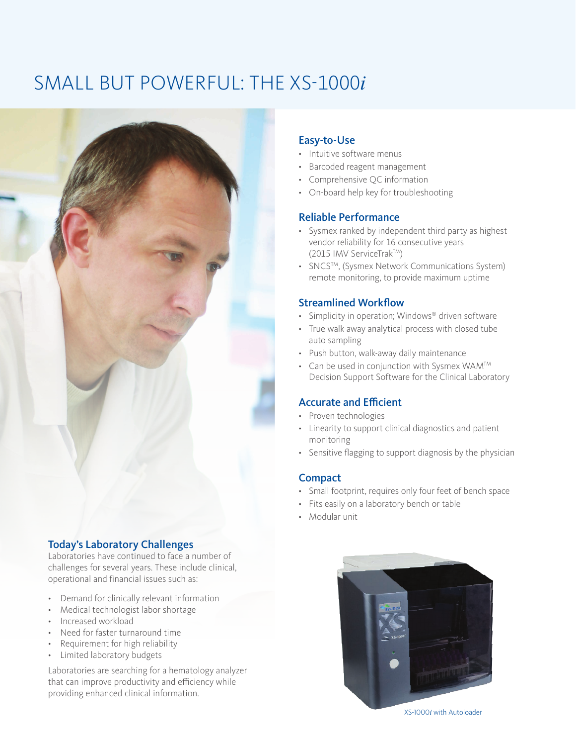# SMALL BUT POWERFUL: THE XS-1000*i*

## Easy-to-Use

- Intuitive software menus
- Barcoded reagent management
- Comprehensive QC information
- On-board help key for troubleshooting

## Reliable Performance

- Sysmex ranked by independent third party as highest vendor reliability for 16 consecutive years (2015 IMV ServiceTrak™)
- SNCS™, (Sysmex Network Communications System) remote monitoring, to provide maximum uptime

## Streamlined Workflow

- Simplicity in operation; Windows® driven software
- True walk-away analytical process with closed tube auto sampling
- Push button, walk-away daily maintenance
- Can be used in conjunction with Sysmex WAM™ Decision Support Software for the Clinical Laboratory

## Accurate and Efficient

- Proven technologies
- Linearity to support clinical diagnostics and patient monitoring
- Sensitive flagging to support diagnosis by the physician

## Compact

- Small footprint, requires only four feet of bench space
- Fits easily on a laboratory bench or table
- Modular unit

## Today's Laboratory Challenges

Laboratories have continued to face a number of challenges for several years. These include clinical, operational and financial issues such as:

- Demand for clinically relevant information
- Medical technologist labor shortage
- Increased workload
- Need for faster turnaround time
- Requirement for high reliability
- Limited laboratory budgets

Laboratories are searching for a hematology analyzer that can improve productivity and efficiency while providing enhanced clinical information.

XS-1000*i* with Autoloader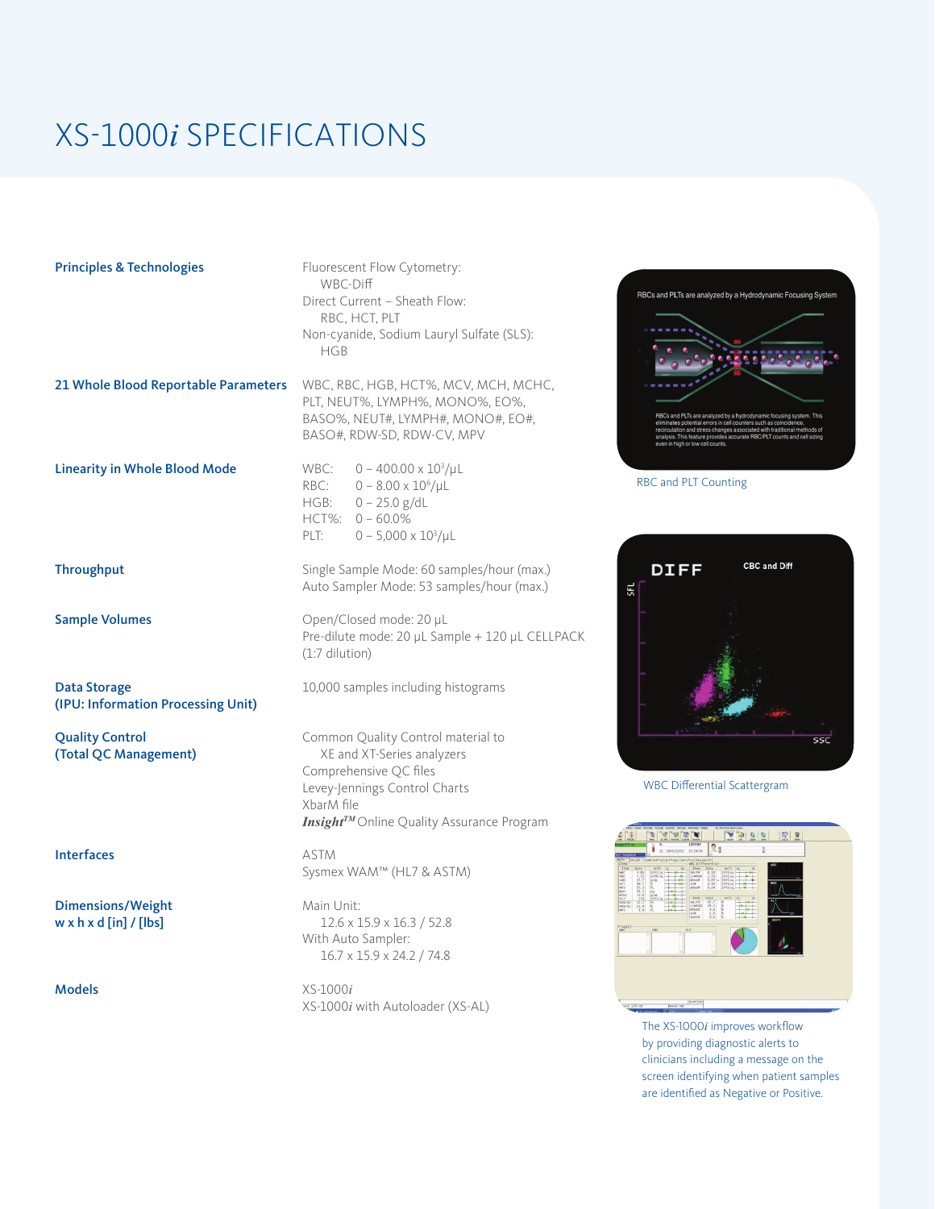# XS-1000*i* SPECIFICATIONS

| | |
|---|---|
| **Principles & Technologies** | Fluorescent Flow Cytometry:<br>WBC-Diff<br>Direct Current – Sheath Flow:<br>RBC, HCT, PLT<br>Non-cyanide, Sodium Lauryl Sulfate (SLS):<br>HGB |
| **21 Whole Blood Reportable Parameters** | WBC, RBC, HGB, HCT%, MCV, MCH, MCHC, PLT, NEUT%, LYMPH%, MONO%, EO%, BASO%, NEUT#, LYMPH#, MONO#, EO#, BASO#, RDW-SD, RDW-CV, MPV |
| **Linearity in Whole Blood Mode** | WBC: 0 – 400.00 x $10^3$/µL<br>RBC: 0 – 8.00 x $10^6$/µL<br>HGB: 0 – 25.0 g/dL<br>HCT%: 0 – 60.0%<br>PLT: 0 – 5,000 x $10^3$/µL |
| **Throughput** | Single Sample Mode: 60 samples/hour (max.)<br>Auto Sampler Mode: 53 samples/hour (max.) |
| **Sample Volumes** | Open/Closed mode: 20 µL<br>Pre-dilute mode: 20 µL Sample + 120 µL CELLPACK (1:7 dilution) |
| **Data Storage (IPU: Information Processing Unit)** | 10,000 samples including histograms |
| **Quality Control (Total QC Management)** | Common Quality Control material to XE and XT-Series analyzers<br>Comprehensive QC files<br>Levey-Jennings Control Charts<br>XbarM file<br>***Insight™*** Online Quality Assurance Program |
| **Interfaces** | ASTM<br>Sysmex WAM™ (HL7 & ASTM) |
| **Dimensions/Weight w x h x d [in] / [lbs]** | Main Unit:<br>12.6 x 15.9 x 16.3 / 52.8<br>With Auto Sampler:<br>16.7 x 15.9 x 24.2 / 74.8 |
| **Models** | XS-1000*i*<br>XS-1000*i* with Autoloader (XS-AL) |

RBC and PLT Counting

WBC Differential Scattergram

The XS-1000*i* improves workflow by providing diagnostic alerts to clinicians including a message on the screen identifying when patient samples are identified as Negative or Positive.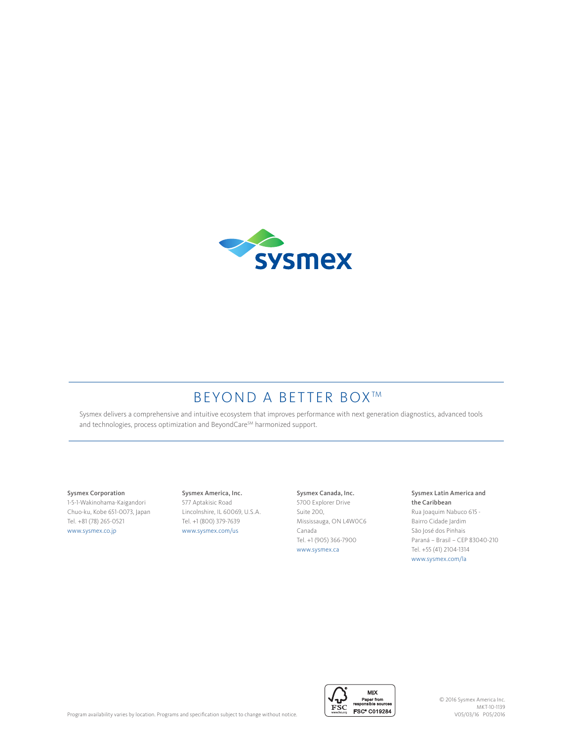sysmex

## BEYOND A BETTER BOX™

Sysmex delivers a comprehensive and intuitive ecosystem that improves performance with next generation diagnostics, advanced tools and technologies, process optimization and BeyondCare℠ harmonized support.

**Sysmex Corporation**
1-5-1-Wakinohama-Kaigandori
Chuo-ku, Kobe 651-0073, Japan
Tel. +81 (78) 265-0521
www.sysmex.co.jp

**Sysmex America, Inc.**
577 Aptakisic Road
Lincolnshire, IL 60069, U.S.A.
Tel. +1 (800) 379-7639
www.sysmex.com/us

**Sysmex Canada, Inc.**
5700 Explorer Drive
Suite 200,
Mississauga, ON L4W0C6
Canada
Tel. +1 (905) 366-7900
www.sysmex.ca

**Sysmex Latin America and the Caribbean**
Rua Joaquim Nabuco 615 -
Bairro Cidade Jardim
São José dos Pinhais
Paraná – Brasil – CEP 83040-210
Tel. +55 (41) 2104-1314
www.sysmex.com/la

Program availability varies by location. Programs and specification subject to change without notice.

FSC MIX Paper from responsible sources FSC® C019284

© 2016 Sysmex America Inc.
MKT-10-1139
V05/03/16 P05/2016